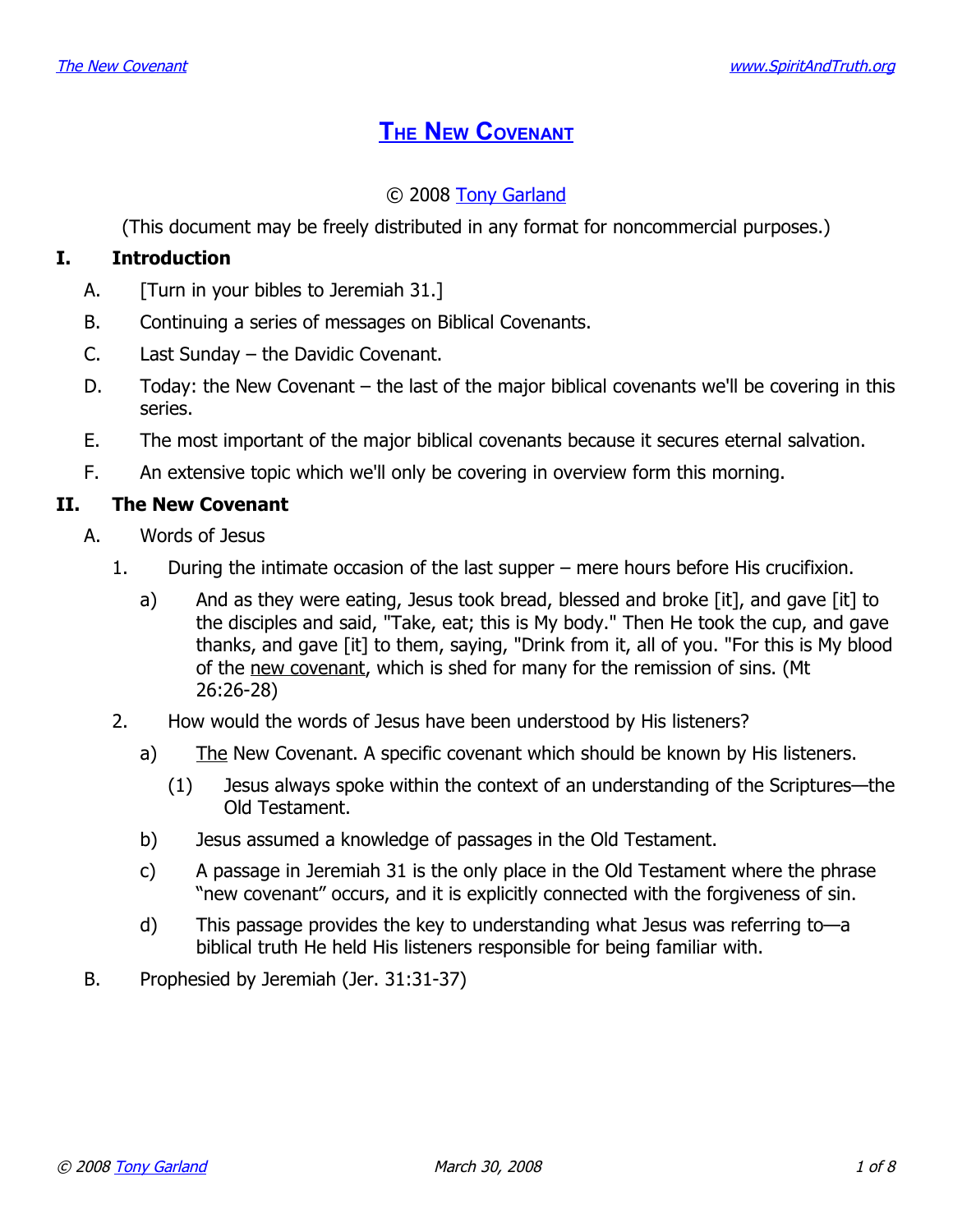# The New Covenant

© 2008 Tony Garland

(This document may be freely distributed in any format for noncommercial purposes.)

## I. Introduction

A. [Turn in your bibles to Jeremiah 31.]

B. Continuing a series of messages on Biblical Covenants.

C. Last Sunday – the Davidic Covenant.

D. Today: the New Covenant – the last of the major biblical covenants we'll be covering in this series.

E. The most important of the major biblical covenants because it secures eternal salvation.

F. An extensive topic which we'll only be covering in overview form this morning.

## II. The New Covenant

A. Words of Jesus

1. During the intimate occasion of the last supper – mere hours before His crucifixion.

   a) And as they were eating, Jesus took bread, blessed and broke [it], and gave [it] to the disciples and said, "Take, eat; this is My body." Then He took the cup, and gave thanks, and gave [it] to them, saying, "Drink from it, all of you. "For this is My blood of the new covenant, which is shed for many for the remission of sins. (Mt 26:26-28)

2. How would the words of Jesus have been understood by His listeners?

   a) The New Covenant. A specific covenant which should be known by His listeners.

      (1) Jesus always spoke within the context of an understanding of the Scriptures—the Old Testament.

   b) Jesus assumed a knowledge of passages in the Old Testament.

   c) A passage in Jeremiah 31 is the only place in the Old Testament where the phrase "new covenant" occurs, and it is explicitly connected with the forgiveness of sin.

   d) This passage provides the key to understanding what Jesus was referring to—a biblical truth He held His listeners responsible for being familiar with.

B. Prophesied by Jeremiah (Jer. 31:31-37)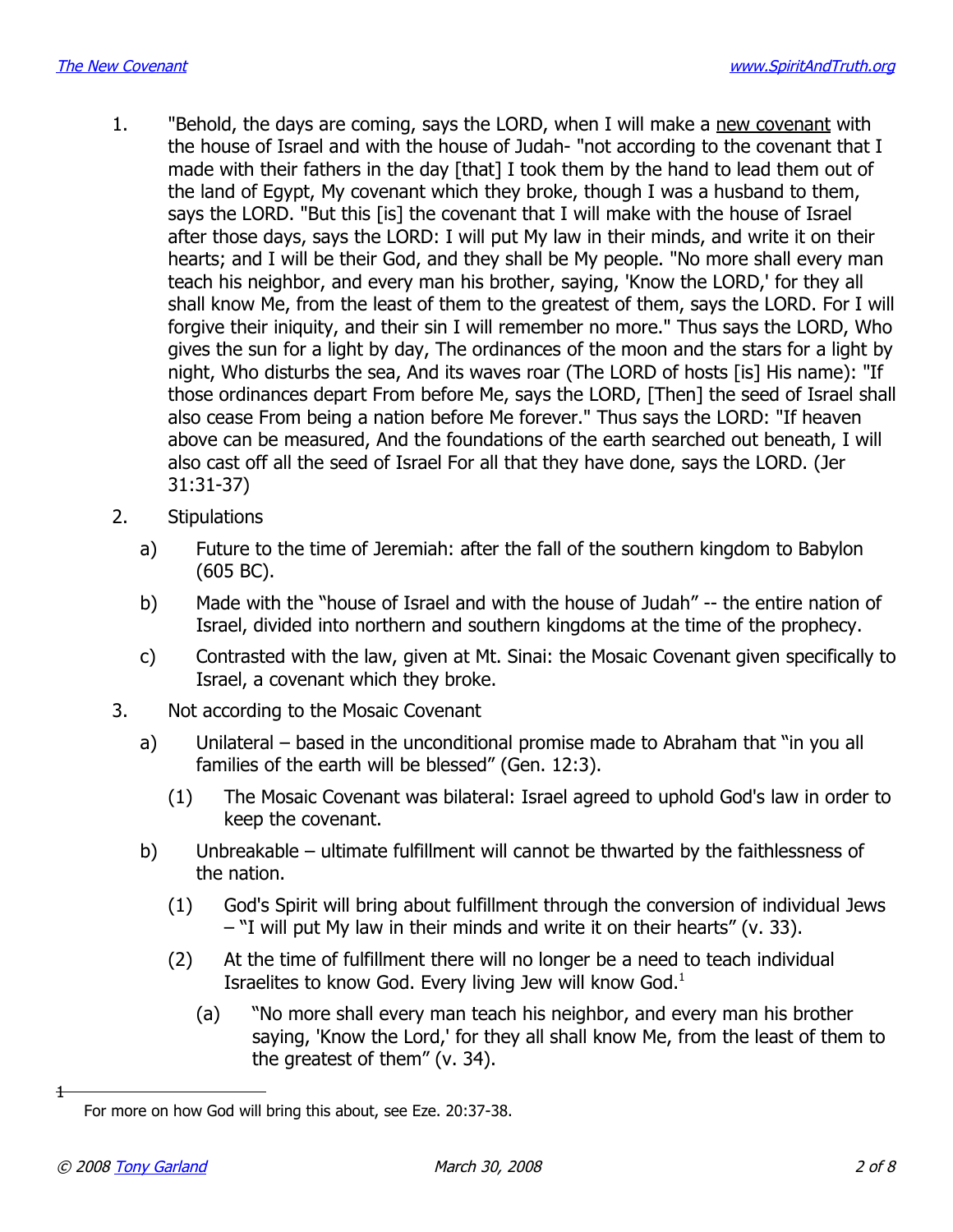1. "Behold, the days are coming, says the LORD, when I will make a new covenant with the house of Israel and with the house of Judah- "not according to the covenant that I made with their fathers in the day [that] I took them by the hand to lead them out of the land of Egypt, My covenant which they broke, though I was a husband to them, says the LORD. "But this [is] the covenant that I will make with the house of Israel after those days, says the LORD: I will put My law in their minds, and write it on their hearts; and I will be their God, and they shall be My people. "No more shall every man teach his neighbor, and every man his brother, saying, 'Know the LORD,' for they all shall know Me, from the least of them to the greatest of them, says the LORD. For I will forgive their iniquity, and their sin I will remember no more." Thus says the LORD, Who gives the sun for a light by day, The ordinances of the moon and the stars for a light by night, Who disturbs the sea, And its waves roar (The LORD of hosts [is] His name): "If those ordinances depart From before Me, says the LORD, [Then] the seed of Israel shall also cease From being a nation before Me forever." Thus says the LORD: "If heaven above can be measured, And the foundations of the earth searched out beneath, I will also cast off all the seed of Israel For all that they have done, says the LORD. (Jer 31:31-37)

2. Stipulations
   - a) Future to the time of Jeremiah: after the fall of the southern kingdom to Babylon (605 BC).
   - b) Made with the "house of Israel and with the house of Judah" -- the entire nation of Israel, divided into northern and southern kingdoms at the time of the prophecy.
   - c) Contrasted with the law, given at Mt. Sinai: the Mosaic Covenant given specifically to Israel, a covenant which they broke.

3. Not according to the Mosaic Covenant
   - a) Unilateral – based in the unconditional promise made to Abraham that "in you all families of the earth will be blessed" (Gen. 12:3).
     - (1) The Mosaic Covenant was bilateral: Israel agreed to uphold God's law in order to keep the covenant.
   - b) Unbreakable – ultimate fulfillment will cannot be thwarted by the faithlessness of the nation.
     - (1) God's Spirit will bring about fulfillment through the conversion of individual Jews – "I will put My law in their minds and write it on their hearts" (v. 33).
     - (2) At the time of fulfillment there will no longer be a need to teach individual Israelites to know God. Every living Jew will know God.[1]
       - (a) "No more shall every man teach his neighbor, and every man his brother saying, 'Know the Lord,' for they all shall know Me, from the least of them to the greatest of them" (v. 34).

---

[1] For more on how God will bring this about, see Eze. 20:37-38.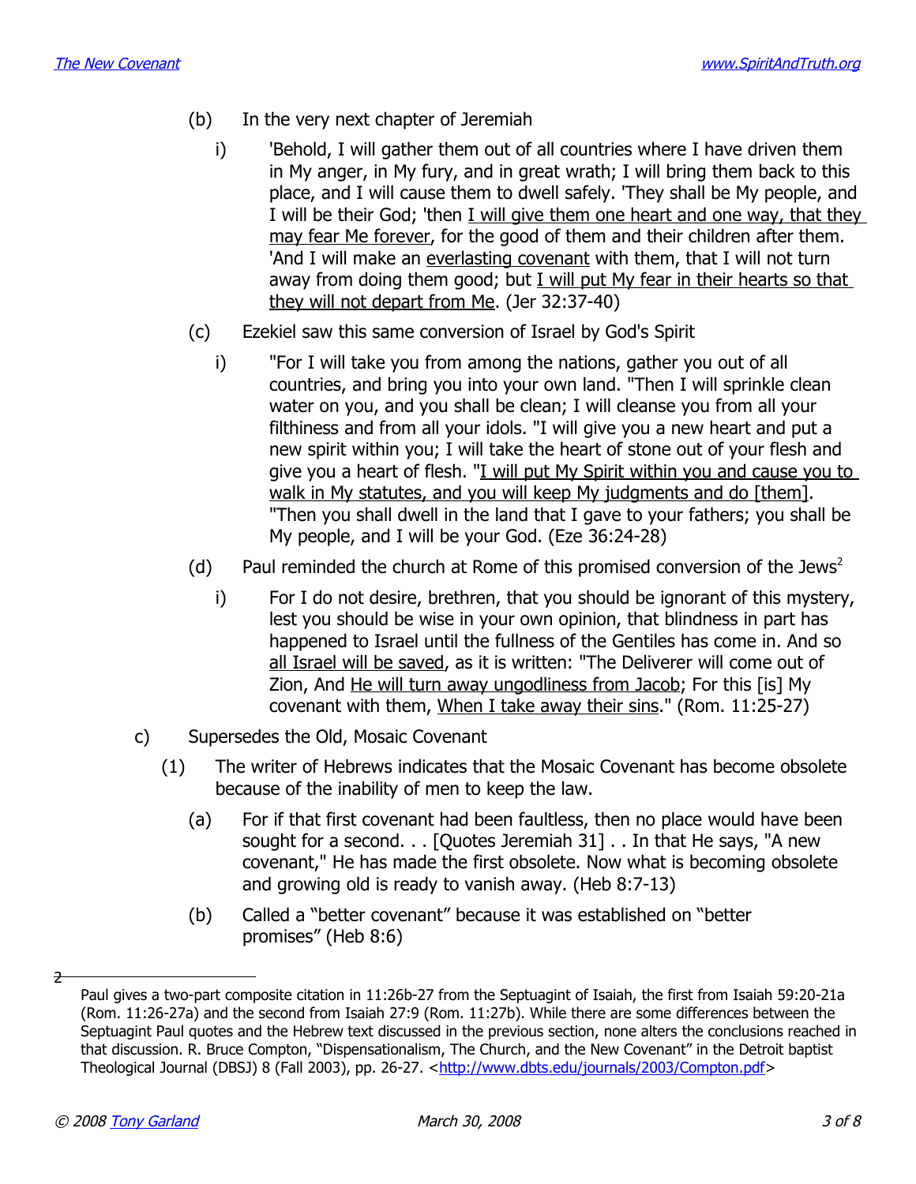- (b) In the very next chapter of Jeremiah
  - i) 'Behold, I will gather them out of all countries where I have driven them in My anger, in My fury, and in great wrath; I will bring them back to this place, and I will cause them to dwell safely. 'They shall be My people, and I will be their God; 'then I will give them one heart and one way, that they may fear Me forever, for the good of them and their children after them. 'And I will make an everlasting covenant with them, that I will not turn away from doing them good; but I will put My fear in their hearts so that they will not depart from Me. (Jer 32:37-40)
- (c) Ezekiel saw this same conversion of Israel by God's Spirit
  - i) "For I will take you from among the nations, gather you out of all countries, and bring you into your own land. "Then I will sprinkle clean water on you, and you shall be clean; I will cleanse you from all your filthiness and from all your idols. "I will give you a new heart and put a new spirit within you; I will take the heart of stone out of your flesh and give you a heart of flesh. "I will put My Spirit within you and cause you to walk in My statutes, and you will keep My judgments and do [them]. "Then you shall dwell in the land that I gave to your fathers; you shall be My people, and I will be your God. (Eze 36:24-28)
- (d) Paul reminded the church at Rome of this promised conversion of the Jews[2]
  - i) For I do not desire, brethren, that you should be ignorant of this mystery, lest you should be wise in your own opinion, that blindness in part has happened to Israel until the fullness of the Gentiles has come in. And so all Israel will be saved, as it is written: "The Deliverer will come out of Zion, And He will turn away ungodliness from Jacob; For this [is] My covenant with them, When I take away their sins." (Rom. 11:25-27)

c) Supersedes the Old, Mosaic Covenant

- (1) The writer of Hebrews indicates that the Mosaic Covenant has become obsolete because of the inability of men to keep the law.
  - (a) For if that first covenant had been faultless, then no place would have been sought for a second. . . [Quotes Jeremiah 31] . . In that He says, "A new covenant," He has made the first obsolete. Now what is becoming obsolete and growing old is ready to vanish away. (Heb 8:7-13)
  - (b) Called a "better covenant" because it was established on "better promises" (Heb 8:6)

---

[2] Paul gives a two-part composite citation in 11:26b-27 from the Septuagint of Isaiah, the first from Isaiah 59:20-21a (Rom. 11:26-27a) and the second from Isaiah 27:9 (Rom. 11:27b). While there are some differences between the Septuagint Paul quotes and the Hebrew text discussed in the previous section, none alters the conclusions reached in that discussion. R. Bruce Compton, "Dispensationalism, The Church, and the New Covenant" in the Detroit baptist Theological Journal (DBSJ) 8 (Fall 2003), pp. 26-27. <http://www.dbts.edu/journals/2003/Compton.pdf>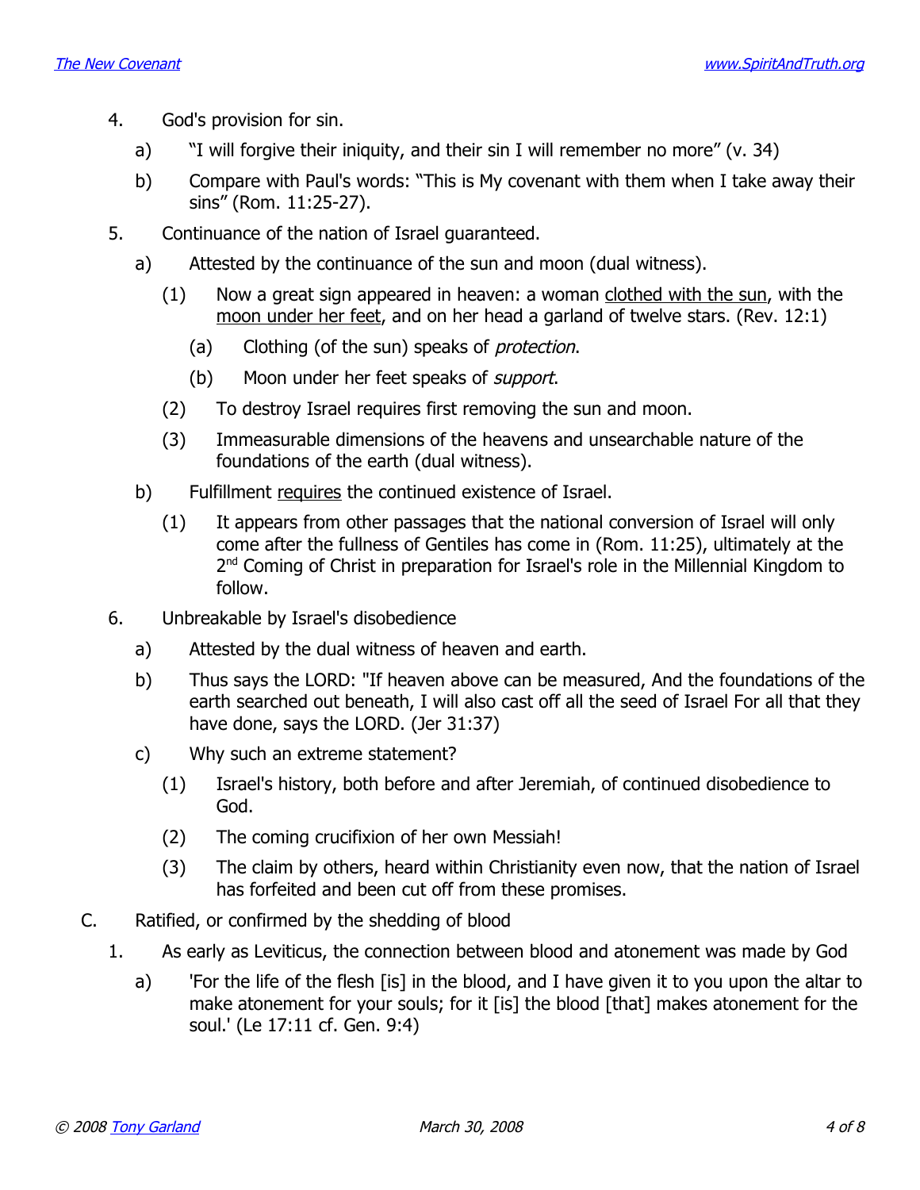4. God's provision for sin.
   a) "I will forgive their iniquity, and their sin I will remember no more" (v. 34)
   b) Compare with Paul's words: "This is My covenant with them when I take away their sins" (Rom. 11:25-27).
5. Continuance of the nation of Israel guaranteed.
   a) Attested by the continuance of the sun and moon (dual witness).
      (1) Now a great sign appeared in heaven: a woman <u>clothed with the sun</u>, with the <u>moon under her feet</u>, and on her head a garland of twelve stars. (Rev. 12:1)
         (a) Clothing (of the sun) speaks of *protection*.
         (b) Moon under her feet speaks of *support*.
      (2) To destroy Israel requires first removing the sun and moon.
      (3) Immeasurable dimensions of the heavens and unsearchable nature of the foundations of the earth (dual witness).
   b) Fulfillment <u>requires</u> the continued existence of Israel.
      (1) It appears from other passages that the national conversion of Israel will only come after the fullness of Gentiles has come in (Rom. 11:25), ultimately at the 2nd Coming of Christ in preparation for Israel's role in the Millennial Kingdom to follow.
6. Unbreakable by Israel's disobedience
   a) Attested by the dual witness of heaven and earth.
   b) Thus says the LORD: "If heaven above can be measured, And the foundations of the earth searched out beneath, I will also cast off all the seed of Israel For all that they have done, says the LORD. (Jer 31:37)
   c) Why such an extreme statement?
      (1) Israel's history, both before and after Jeremiah, of continued disobedience to God.
      (2) The coming crucifixion of her own Messiah!
      (3) The claim by others, heard within Christianity even now, that the nation of Israel has forfeited and been cut off from these promises.

C. Ratified, or confirmed by the shedding of blood
1. As early as Leviticus, the connection between blood and atonement was made by God
   a) 'For the life of the flesh [is] in the blood, and I have given it to you upon the altar to make atonement for your souls; for it [is] the blood [that] makes atonement for the soul.' (Le 17:11 cf. Gen. 9:4)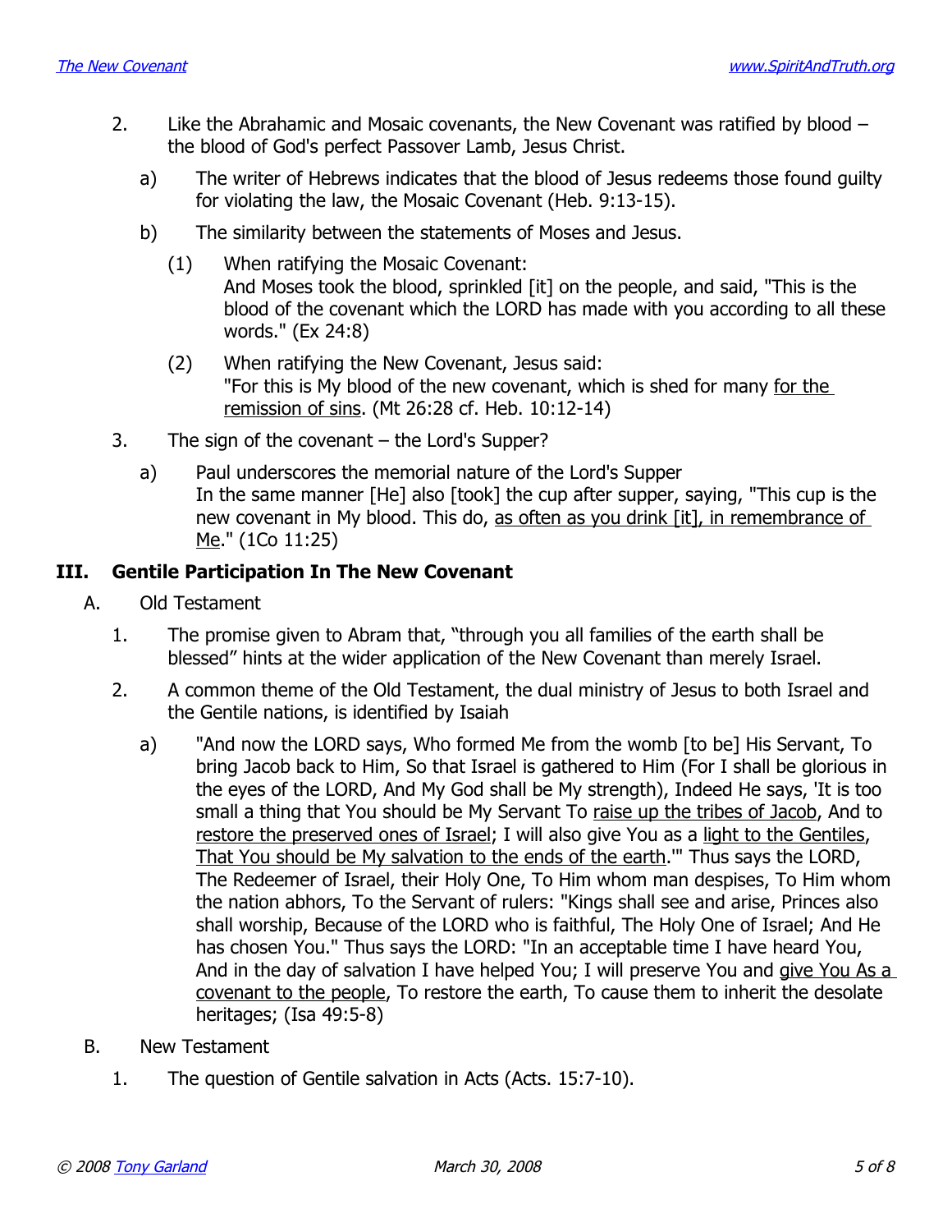2. Like the Abrahamic and Mosaic covenants, the New Covenant was ratified by blood – the blood of God's perfect Passover Lamb, Jesus Christ.

   a) The writer of Hebrews indicates that the blood of Jesus redeems those found guilty for violating the law, the Mosaic Covenant (Heb. 9:13-15).

   b) The similarity between the statements of Moses and Jesus.

      (1) When ratifying the Mosaic Covenant:
      And Moses took the blood, sprinkled [it] on the people, and said, "This is the blood of the covenant which the LORD has made with you according to all these words." (Ex 24:8)

      (2) When ratifying the New Covenant, Jesus said:
      "For this is My blood of the new covenant, which is shed for many <u>for the remission of sins</u>. (Mt 26:28 cf. Heb. 10:12-14)

3. The sign of the covenant – the Lord's Supper?

   a) Paul underscores the memorial nature of the Lord's Supper
   In the same manner [He] also [took] the cup after supper, saying, "This cup is the new covenant in My blood. This do, <u>as often as you drink [it], in remembrance of Me</u>." (1Co 11:25)

## III. Gentile Participation In The New Covenant

A. Old Testament

1. The promise given to Abram that, "through you all families of the earth shall be blessed" hints at the wider application of the New Covenant than merely Israel.

2. A common theme of the Old Testament, the dual ministry of Jesus to both Israel and the Gentile nations, is identified by Isaiah

   a) "And now the LORD says, Who formed Me from the womb [to be] His Servant, To bring Jacob back to Him, So that Israel is gathered to Him (For I shall be glorious in the eyes of the LORD, And My God shall be My strength), Indeed He says, 'It is too small a thing that You should be My Servant To <u>raise up the tribes of Jacob</u>, And to <u>restore the preserved ones of Israel</u>; I will also give You as a <u>light to the Gentiles</u>, <u>That You should be My salvation to the ends of the earth</u>.'" Thus says the LORD, The Redeemer of Israel, their Holy One, To Him whom man despises, To Him whom the nation abhors, To the Servant of rulers: "Kings shall see and arise, Princes also shall worship, Because of the LORD who is faithful, The Holy One of Israel; And He has chosen You." Thus says the LORD: "In an acceptable time I have heard You, And in the day of salvation I have helped You; I will preserve You and <u>give You As a covenant to the people</u>, To restore the earth, To cause them to inherit the desolate heritages; (Isa 49:5-8)

B. New Testament

1. The question of Gentile salvation in Acts (Acts. 15:7-10).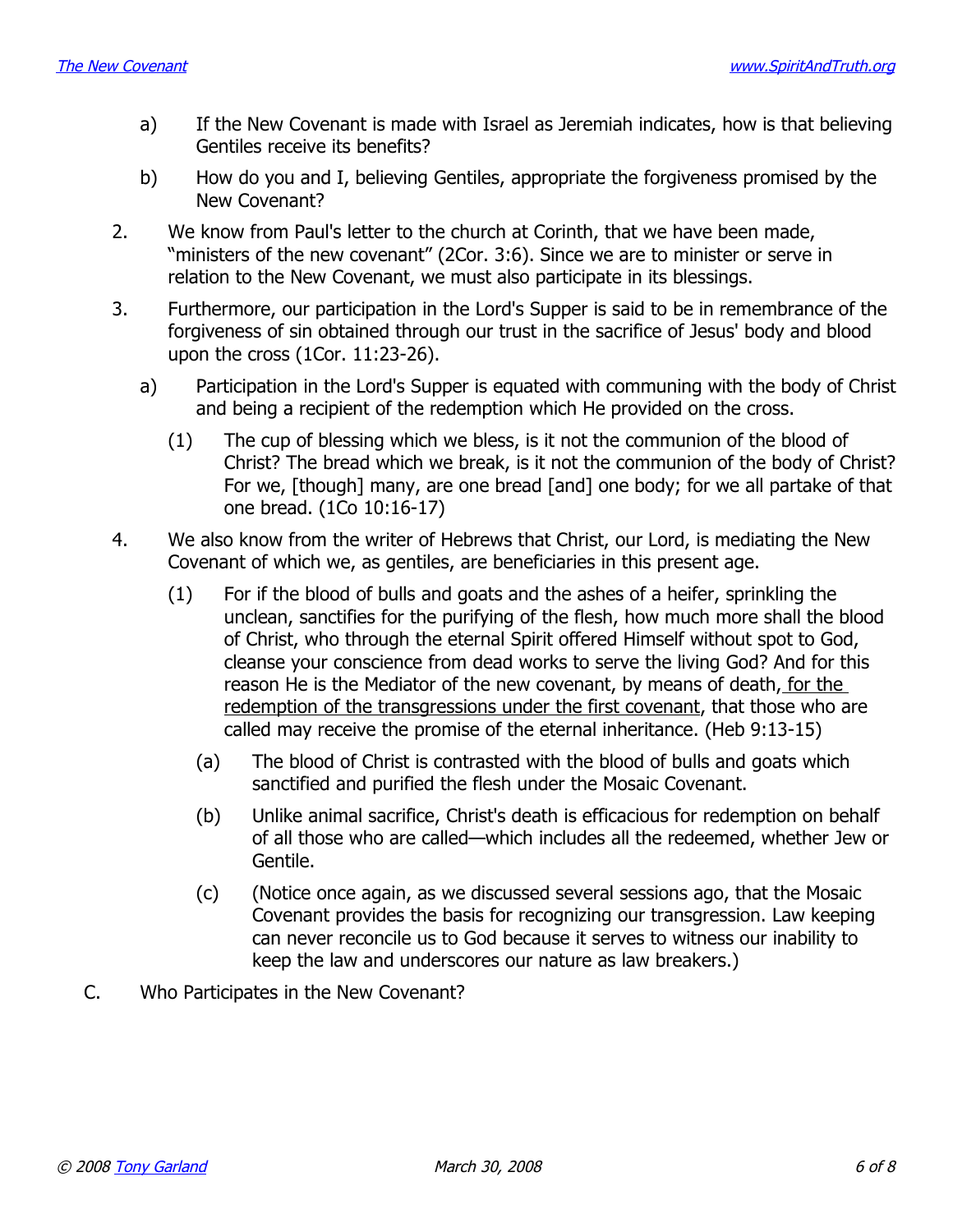a) If the New Covenant is made with Israel as Jeremiah indicates, how is that believing Gentiles receive its benefits?

b) How do you and I, believing Gentiles, appropriate the forgiveness promised by the New Covenant?

2. We know from Paul's letter to the church at Corinth, that we have been made, "ministers of the new covenant" (2Cor. 3:6). Since we are to minister or serve in relation to the New Covenant, we must also participate in its blessings.

3. Furthermore, our participation in the Lord's Supper is said to be in remembrance of the forgiveness of sin obtained through our trust in the sacrifice of Jesus' body and blood upon the cross (1Cor. 11:23-26).

   a) Participation in the Lord's Supper is equated with communing with the body of Christ and being a recipient of the redemption which He provided on the cross.

      (1) The cup of blessing which we bless, is it not the communion of the blood of Christ? The bread which we break, is it not the communion of the body of Christ? For we, [though] many, are one bread [and] one body; for we all partake of that one bread. (1Co 10:16-17)

4. We also know from the writer of Hebrews that Christ, our Lord, is mediating the New Covenant of which we, as gentiles, are beneficiaries in this present age.

   (1) For if the blood of bulls and goats and the ashes of a heifer, sprinkling the unclean, sanctifies for the purifying of the flesh, how much more shall the blood of Christ, who through the eternal Spirit offered Himself without spot to God, cleanse your conscience from dead works to serve the living God? And for this reason He is the Mediator of the new covenant, by means of death, <u>for the redemption of the transgressions under the first covenant</u>, that those who are called may receive the promise of the eternal inheritance. (Heb 9:13-15)

      (a) The blood of Christ is contrasted with the blood of bulls and goats which sanctified and purified the flesh under the Mosaic Covenant.

      (b) Unlike animal sacrifice, Christ's death is efficacious for redemption on behalf of all those who are called—which includes all the redeemed, whether Jew or Gentile.

      (c) (Notice once again, as we discussed several sessions ago, that the Mosaic Covenant provides the basis for recognizing our transgression. Law keeping can never reconcile us to God because it serves to witness our inability to keep the law and underscores our nature as law breakers.)

C. Who Participates in the New Covenant?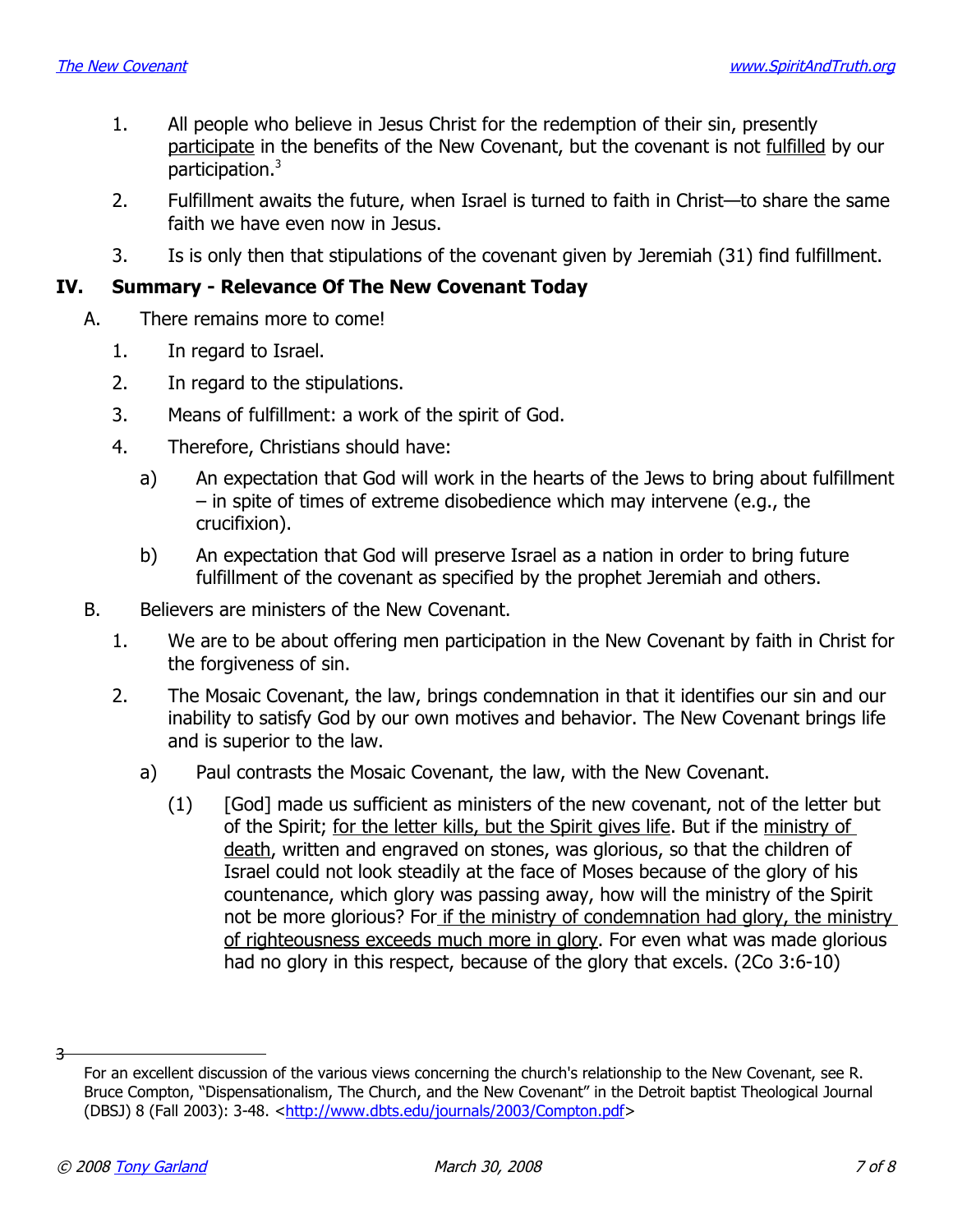1. All people who believe in Jesus Christ for the redemption of their sin, presently participate in the benefits of the New Covenant, but the covenant is not fulfilled by our participation.[3]
2. Fulfillment awaits the future, when Israel is turned to faith in Christ—to share the same faith we have even now in Jesus.
3. Is is only then that stipulations of the covenant given by Jeremiah (31) find fulfillment.

## IV. Summary - Relevance Of The New Covenant Today

A. There remains more to come!

1. In regard to Israel.
2. In regard to the stipulations.
3. Means of fulfillment: a work of the spirit of God.
4. Therefore, Christians should have:
   a) An expectation that God will work in the hearts of the Jews to bring about fulfillment – in spite of times of extreme disobedience which may intervene (e.g., the crucifixion).
   b) An expectation that God will preserve Israel as a nation in order to bring future fulfillment of the covenant as specified by the prophet Jeremiah and others.

B. Believers are ministers of the New Covenant.

1. We are to be about offering men participation in the New Covenant by faith in Christ for the forgiveness of sin.
2. The Mosaic Covenant, the law, brings condemnation in that it identifies our sin and our inability to satisfy God by our own motives and behavior. The New Covenant brings life and is superior to the law.
   a) Paul contrasts the Mosaic Covenant, the law, with the New Covenant.
      (1) [God] made us sufficient as ministers of the new covenant, not of the letter but of the Spirit; for the letter kills, but the Spirit gives life. But if the ministry of death, written and engraved on stones, was glorious, so that the children of Israel could not look steadily at the face of Moses because of the glory of his countenance, which glory was passing away, how will the ministry of the Spirit not be more glorious? For if the ministry of condemnation had glory, the ministry of righteousness exceeds much more in glory. For even what was made glorious had no glory in this respect, because of the glory that excels. (2Co 3:6-10)

---

[3] For an excellent discussion of the various views concerning the church's relationship to the New Covenant, see R. Bruce Compton, "Dispensationalism, The Church, and the New Covenant" in the Detroit baptist Theological Journal (DBSJ) 8 (Fall 2003): 3-48. <http://www.dbts.edu/journals/2003/Compton.pdf>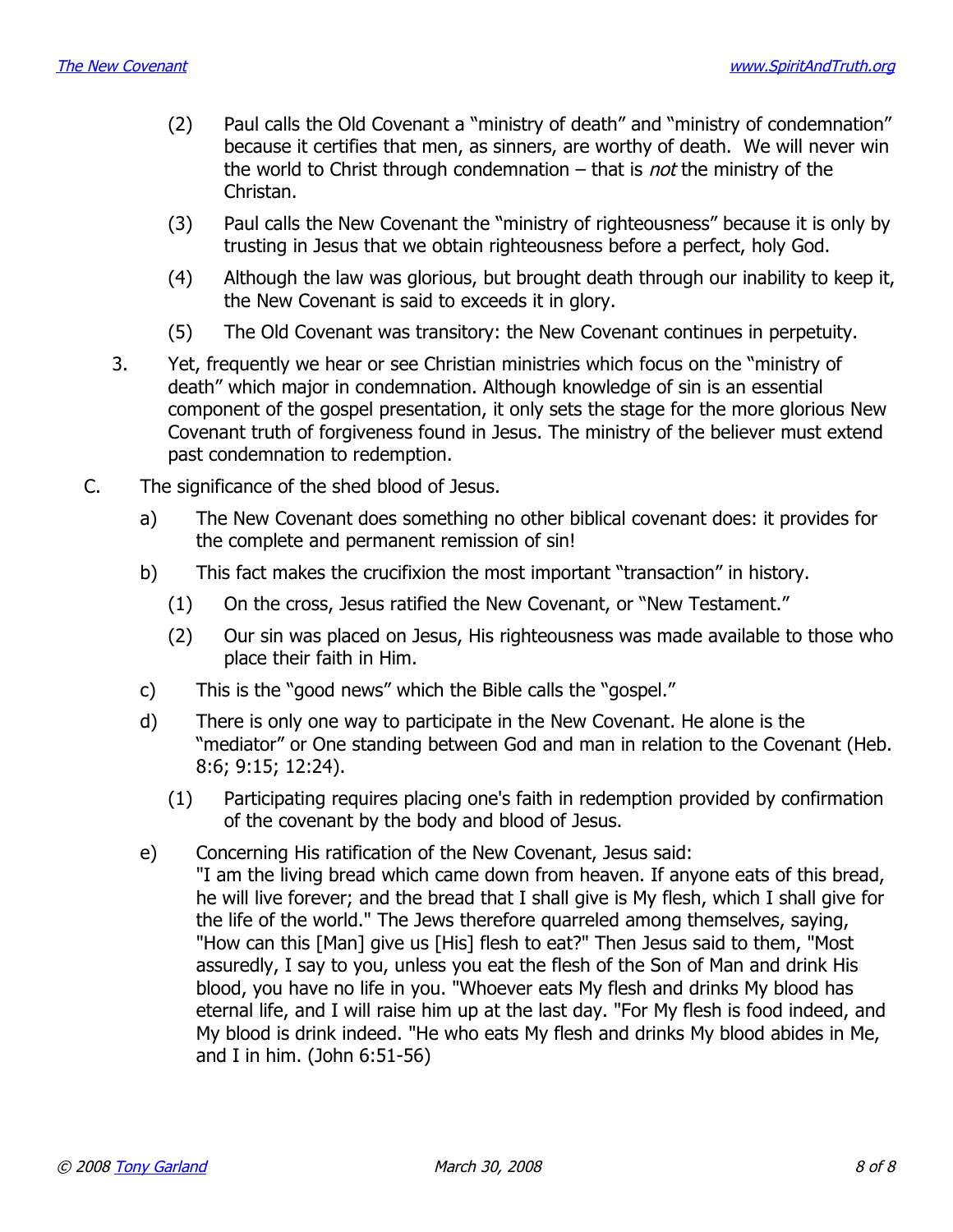(2) Paul calls the Old Covenant a "ministry of death" and "ministry of condemnation" because it certifies that men, as sinners, are worthy of death. We will never win the world to Christ through condemnation – that is *not* the ministry of the Christan.

(3) Paul calls the New Covenant the "ministry of righteousness" because it is only by trusting in Jesus that we obtain righteousness before a perfect, holy God.

(4) Although the law was glorious, but brought death through our inability to keep it, the New Covenant is said to exceeds it in glory.

(5) The Old Covenant was transitory: the New Covenant continues in perpetuity.

3. Yet, frequently we hear or see Christian ministries which focus on the "ministry of death" which major in condemnation. Although knowledge of sin is an essential component of the gospel presentation, it only sets the stage for the more glorious New Covenant truth of forgiveness found in Jesus. The ministry of the believer must extend past condemnation to redemption.

C. The significance of the shed blood of Jesus.

a) The New Covenant does something no other biblical covenant does: it provides for the complete and permanent remission of sin!

b) This fact makes the crucifixion the most important "transaction" in history.

(1) On the cross, Jesus ratified the New Covenant, or "New Testament."

(2) Our sin was placed on Jesus, His righteousness was made available to those who place their faith in Him.

c) This is the "good news" which the Bible calls the "gospel."

d) There is only one way to participate in the New Covenant. He alone is the "mediator" or One standing between God and man in relation to the Covenant (Heb. 8:6; 9:15; 12:24).

(1) Participating requires placing one's faith in redemption provided by confirmation of the covenant by the body and blood of Jesus.

e) Concerning His ratification of the New Covenant, Jesus said:
"I am the living bread which came down from heaven. If anyone eats of this bread, he will live forever; and the bread that I shall give is My flesh, which I shall give for the life of the world." The Jews therefore quarreled among themselves, saying, "How can this [Man] give us [His] flesh to eat?" Then Jesus said to them, "Most assuredly, I say to you, unless you eat the flesh of the Son of Man and drink His blood, you have no life in you. "Whoever eats My flesh and drinks My blood has eternal life, and I will raise him up at the last day. "For My flesh is food indeed, and My blood is drink indeed. "He who eats My flesh and drinks My blood abides in Me, and I in him. (John 6:51-56)